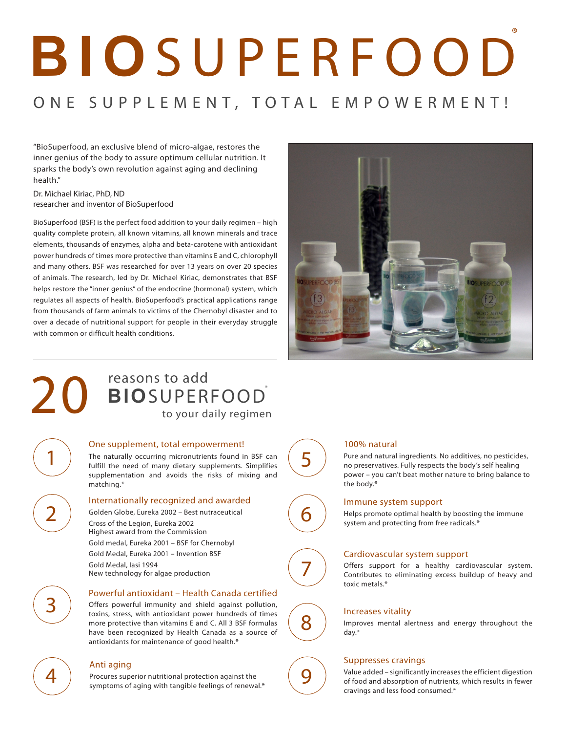# BIOSUPERFOOD®

## ONE SUPPLEMENT, TOTAL EMPOWERMENT!

"BioSuperfood, an exclusive blend of micro-algae, restores the inner genius of the body to assure optimum cellular nutrition. It sparks the body's own revolution against aging and declining health."

Dr. Michael Kiriac, PhD, ND
researcher and inventor of BioSuperfood

BioSuperfood (BSF) is the perfect food addition to your daily regimen – high quality complete protein, all known vitamins, all known minerals and trace elements, thousands of enzymes, alpha and beta-carotene with antioxidant power hundreds of times more protective than vitamins E and C, chlorophyll and many others. BSF was researched for over 13 years on over 20 species of animals. The research, led by Dr. Michael Kiriac, demonstrates that BSF helps restore the "inner genius" of the endocrine (hormonal) system, which regulates all aspects of health. BioSuperfood's practical applications range from thousands of farm animals to victims of the Chernobyl disaster and to over a decade of nutritional support for people in their everyday struggle with common or difficult health conditions.

## 20 reasons to add BIOSUPERFOOD® to your daily regimen

### 1 One supplement, total empowerment!

The naturally occurring micronutrients found in BSF can fulfill the need of many dietary supplements. Simplifies supplementation and avoids the risks of mixing and matching.*

### 2 Internationally recognized and awarded

Golden Globe, Eureka 2002 – Best nutraceutical

Cross of the Legion, Eureka 2002
Highest award from the Commission

Gold medal, Eureka 2001 – BSF for Chernobyl

Gold Medal, Eureka 2001 – Invention BSF

Gold Medal, Iasi 1994
New technology for algae production

### 3 Powerful antioxidant – Health Canada certified

Offers powerful immunity and shield against pollution, toxins, stress, with antioxidant power hundreds of times more protective than vitamins E and C. All 3 BSF formulas have been recognized by Health Canada as a source of antioxidants for maintenance of good health.*

### 4 Anti aging

Procures superior nutritional protection against the symptoms of aging with tangible feelings of renewal.*

### 5 100% natural

Pure and natural ingredients. No additives, no pesticides, no preservatives. Fully respects the body's self healing power – you can't beat mother nature to bring balance to the body.*

### 6 Immune system support

Helps promote optimal health by boosting the immune system and protecting from free radicals.*

### 7 Cardiovascular system support

Offers support for a healthy cardiovascular system. Contributes to eliminating excess buildup of heavy and toxic metals.*

### 8 Increases vitality

Improves mental alertness and energy throughout the day.*

### 9 Suppresses cravings

Value added – significantly increases the efficient digestion of food and absorption of nutrients, which results in fewer cravings and less food consumed.*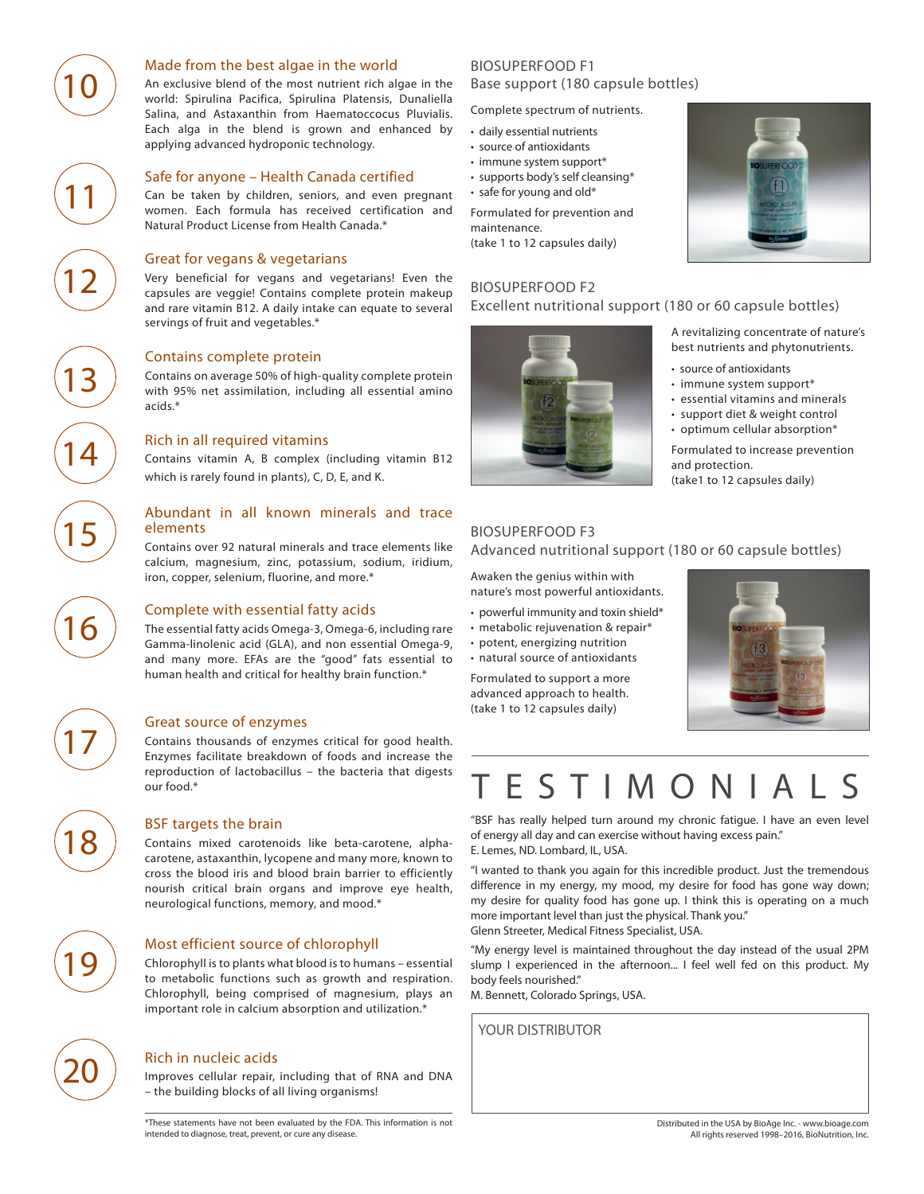## 10

### Made from the best algae in the world

An exclusive blend of the most nutrient rich algae in the world: Spirulina Pacifica, Spirulina Platensis, Dunaliella Salina, and Astaxanthin from Haematoccocus Pluvialis. Each alga in the blend is grown and enhanced by applying advanced hydroponic technology.

## 11

### Safe for anyone – Health Canada certified

Can be taken by children, seniors, and even pregnant women. Each formula has received certification and Natural Product License from Health Canada.*

## 12

### Great for vegans & vegetarians

Very beneficial for vegans and vegetarians! Even the capsules are veggie! Contains complete protein makeup and rare vitamin B12. A daily intake can equate to several servings of fruit and vegetables.*

## 13

### Contains complete protein

Contains on average 50% of high-quality complete protein with 95% net assimilation, including all essential amino acids.*

## 14

### Rich in all required vitamins

Contains vitamin A, B complex (including vitamin B12 which is rarely found in plants), C, D, E, and K.

## 15

### Abundant in all known minerals and trace elements

Contains over 92 natural minerals and trace elements like calcium, magnesium, zinc, potassium, sodium, iridium, iron, copper, selenium, fluorine, and more.*

## 16

### Complete with essential fatty acids

The essential fatty acids Omega-3, Omega-6, including rare Gamma-linolenic acid (GLA), and non essential Omega-9, and many more. EFAs are the "good" fats essential to human health and critical for healthy brain function.*

## 17

### Great source of enzymes

Contains thousands of enzymes critical for good health. Enzymes facilitate breakdown of foods and increase the reproduction of lactobacillus – the bacteria that digests our food.*

## 18

### BSF targets the brain

Contains mixed carotenoids like beta-carotene, alpha-carotene, astaxanthin, lycopene and many more, known to cross the blood iris and blood brain barrier to efficiently nourish critical brain organs and improve eye health, neurological functions, memory, and mood.*

## 19

### Most efficient source of chlorophyll

Chlorophyll is to plants what blood is to humans – essential to metabolic functions such as growth and respiration. Chlorophyll, being comprised of magnesium, plays an important role in calcium absorption and utilization.*

## 20

### Rich in nucleic acids

Improves cellular repair, including that of RNA and DNA – the building blocks of all living organisms!

*These statements have not been evaluated by the FDA. This information is not intended to diagnose, treat, prevent, or cure any disease.

## BIOSUPERFOOD F1
Base support (180 capsule bottles)

Complete spectrum of nutrients.

- daily essential nutrients
- source of antioxidants
- immune system support*
- supports body's self cleansing*
- safe for young and old*

Formulated for prevention and maintenance.
(take 1 to 12 capsules daily)

## BIOSUPERFOOD F2
Excellent nutritional support (180 or 60 capsule bottles)

A revitalizing concentrate of nature's best nutrients and phytonutrients.

- source of antioxidants
- immune system support*
- essential vitamins and minerals
- support diet & weight control
- optimum cellular absorption*

Formulated to increase prevention and protection.
(take1 to 12 capsules daily)

## BIOSUPERFOOD F3
Advanced nutritional support (180 or 60 capsule bottles)

Awaken the genius within with nature's most powerful antioxidants.

- powerful immunity and toxin shield*
- metabolic rejuvenation & repair*
- potent, energizing nutrition
- natural source of antioxidants

Formulated to support a more advanced approach to health.
(take 1 to 12 capsules daily)

# TESTIMONIALS

"BSF has really helped turn around my chronic fatigue. I have an even level of energy all day and can exercise without having excess pain."
E. Lemes, ND. Lombard, IL, USA.

"I wanted to thank you again for this incredible product. Just the tremendous difference in my energy, my mood, my desire for food has gone way down; my desire for quality food has gone up. I think this is operating on a much more important level than just the physical. Thank you."
Glenn Streeter, Medical Fitness Specialist, USA.

"My energy level is maintained throughout the day instead of the usual 2PM slump I experienced in the afternoon... I feel well fed on this product. My body feels nourished."
M. Bennett, Colorado Springs, USA.

YOUR DISTRIBUTOR

Distributed in the USA by BioAge Inc. - www.bioage.com
All rights reserved 1998–2016, BioNutrition, Inc.